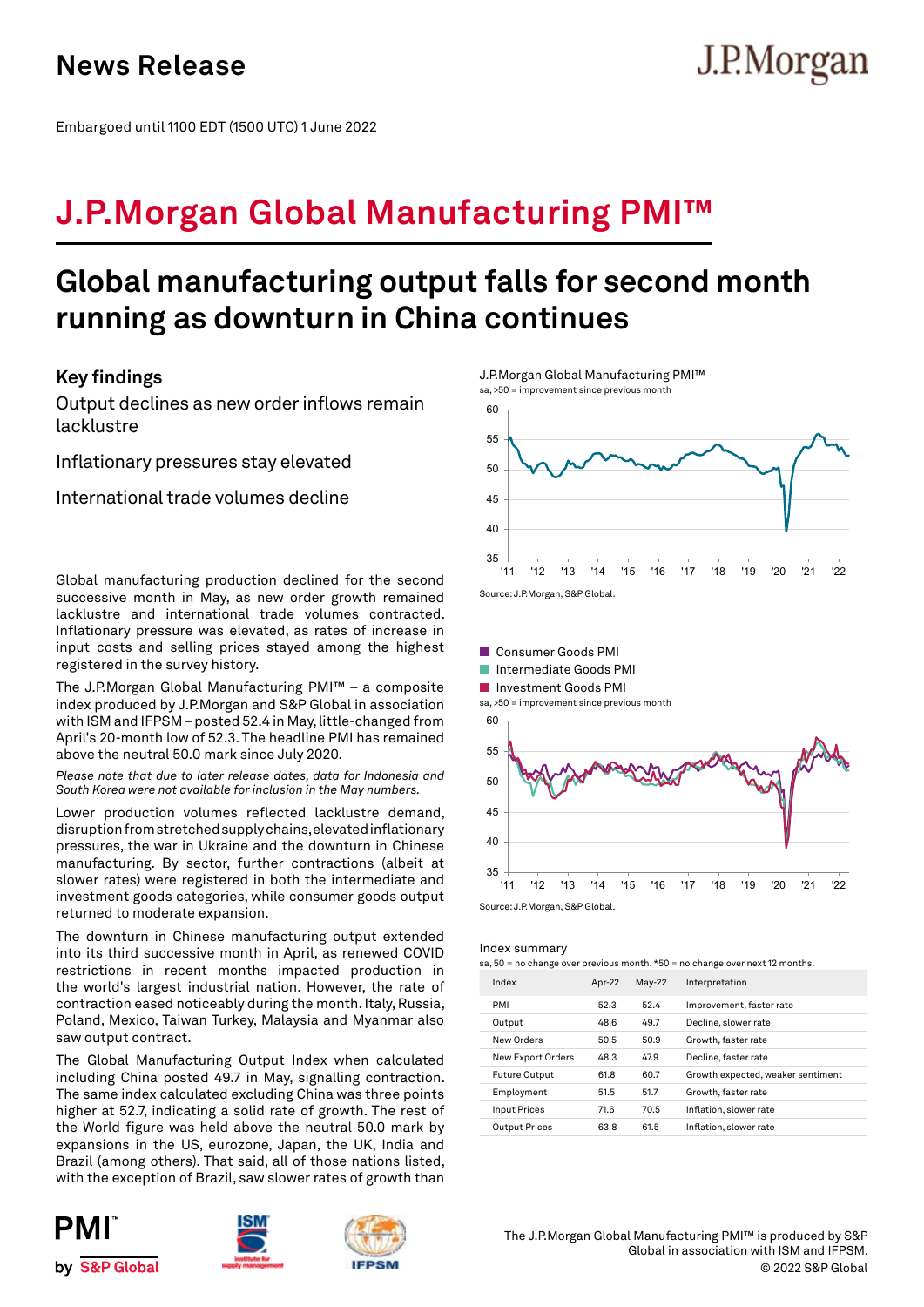# News Release

J.P.Morgan

Embargoed until 1100 EDT (1500 UTC) 1 June 2022

# J.P.Morgan Global Manufacturing PMI™

## Global manufacturing output falls for second month running as downturn in China continues

### Key findings

Output declines as new order inflows remain lacklustre

Inflationary pressures stay elevated

International trade volumes decline

Global manufacturing production declined for the second successive month in May, as new order growth remained lacklustre and international trade volumes contracted. Inflationary pressure was elevated, as rates of increase in input costs and selling prices stayed among the highest registered in the survey history.

The J.P.Morgan Global Manufacturing PMI™ – a composite index produced by J.P.Morgan and S&P Global in association with ISM and IFPSM – posted 52.4 in May, little-changed from April's 20-month low of 52.3. The headline PMI has remained above the neutral 50.0 mark since July 2020.

*Please note that due to later release dates, data for Indonesia and South Korea were not available for inclusion in the May numbers.*

Lower production volumes reflected lacklustre demand, disruption from stretched supply chains, elevated inflationary pressures, the war in Ukraine and the downturn in Chinese manufacturing. By sector, further contractions (albeit at slower rates) were registered in both the intermediate and investment goods categories, while consumer goods output returned to moderate expansion.

The downturn in Chinese manufacturing output extended into its third successive month in April, as renewed COVID restrictions in recent months impacted production in the world's largest industrial nation. However, the rate of contraction eased noticeably during the month. Italy, Russia, Poland, Mexico, Taiwan Turkey, Malaysia and Myanmar also saw output contract.

The Global Manufacturing Output Index when calculated including China posted 49.7 in May, signalling contraction. The same index calculated excluding China was three points higher at 52.7, indicating a solid rate of growth. The rest of the World figure was held above the neutral 50.0 mark by expansions in the US, eurozone, Japan, the UK, India and Brazil (among others). That said, all of those nations listed, with the exception of Brazil, saw slower rates of growth than

J.P.Morgan Global Manufacturing PMI™
sa, >50 = improvement since previous month
60
55
50
45
40
35
'11 '12 '13 '14 '15 '16 '17 '18 '19 '20 '21 '22
Source: J.P.Morgan, S&P Global.

Consumer Goods PMI
Intermediate Goods PMI
Investment Goods PMI
sa, >50 = improvement since previous month
60
55
50
45
40
35
'11 '12 '13 '14 '15 '16 '17 '18 '19 '20 '21 '22
Source: J.P.Morgan, S&P Global.

Index summary

sa, 50 = no change over previous month. *50 = no change over next 12 months.

| Index | Apr-22 | May-22 | Interpretation |
|---|---|---|---|
| PMI | 52.3 | 52.4 | Improvement, faster rate |
| Output | 48.6 | 49.7 | Decline, slower rate |
| New Orders | 50.5 | 50.9 | Growth, faster rate |
| New Export Orders | 48.3 | 47.9 | Decline, faster rate |
| Future Output | 61.8 | 60.7 | Growth expected, weaker sentiment |
| Employment | 51.5 | 51.7 | Growth, faster rate |
| Input Prices | 71.6 | 70.5 | Inflation, slower rate |
| Output Prices | 63.8 | 61.5 | Inflation, slower rate |

PMI by S&P Global

ISM

IFPSM

The J.P.Morgan Global Manufacturing PMI™ is produced by S&P Global in association with ISM and IFPSM.
© 2022 S&P Global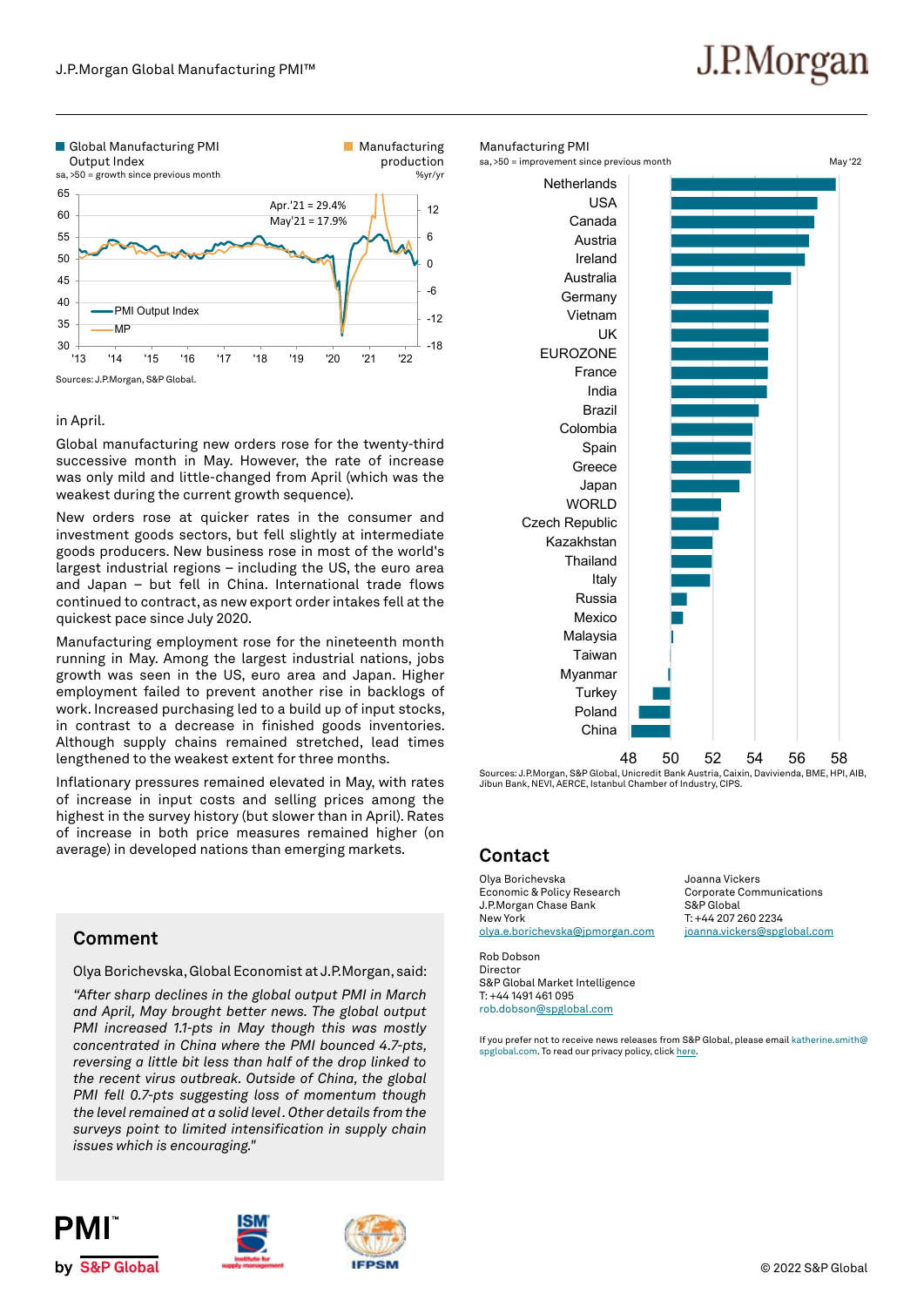Global Manufacturing PMI Output Index
sa, >50 = growth since previous month

Manufacturing production
%yr/yr

65
60
55
50
45
40
35
30

12
6
0
-6
-12
-18

'13 '14 '15 '16 '17 '18 '19 '20 '21 '22

Apr.'21 = 29.4%
May'21 = 17.9%

PMI Output Index
MP

Sources: J.P.Morgan, S&P Global.

in April.

Global manufacturing new orders rose for the twenty-third successive month in May. However, the rate of increase was only mild and little-changed from April (which was the weakest during the current growth sequence).

New orders rose at quicker rates in the consumer and investment goods sectors, but fell slightly at intermediate goods producers. New business rose in most of the world's largest industrial regions – including the US, the euro area and Japan – but fell in China. International trade flows continued to contract, as new export order intakes fell at the quickest pace since July 2020.

Manufacturing employment rose for the nineteenth month running in May. Among the largest industrial nations, jobs growth was seen in the US, euro area and Japan. Higher employment failed to prevent another rise in backlogs of work. Increased purchasing led to a build up of input stocks, in contrast to a decrease in finished goods inventories. Although supply chains remained stretched, lead times lengthened to the weakest extent for three months.

Inflationary pressures remained elevated in May, with rates of increase in input costs and selling prices among the highest in the survey history (but slower than in April). Rates of increase in both price measures remained higher (on average) in developed nations than emerging markets.

Manufacturing PMI
sa, >50 = improvement since previous month

May '22

Netherlands
USA
Canada
Austria
Ireland
Australia
Germany
Vietnam
UK
EUROZONE
France
India
Brazil
Colombia
Spain
Greece
Japan
WORLD
Czech Republic
Kazakhstan
Thailand
Italy
Russia
Mexico
Malaysia
Taiwan
Myanmar
Turkey
Poland
China

48 50 52 54 56 58

Sources: J.P.Morgan, S&P Global, Unicredit Bank Austria, Caixin, Davivienda, BME, HPI, AIB, Jibun Bank, NEVI, AERCE, Istanbul Chamber of Industry, CIPS.

## Comment

Olya Borichevska, Global Economist at J.P.Morgan, said:

*"After sharp declines in the global output PMI in March and April, May brought better news. The global output PMI increased 1.1-pts in May though this was mostly concentrated in China where the PMI bounced 4.7-pts, reversing a little bit less than half of the drop linked to the recent virus outbreak. Outside of China, the global PMI fell 0.7-pts suggesting loss of momentum though the level remained at a solid level. Other details from the surveys point to limited intensification in supply chain issues which is encouraging."*

## Contact

Olya Borichevska
Economic & Policy Research
J.P.Morgan Chase Bank
New York
olya.e.borichevska@jpmorgan.com

Joanna Vickers
Corporate Communications
S&P Global
T: +44 207 260 2234
joanna.vickers@spglobal.com

Rob Dobson
Director
S&P Global Market Intelligence
T: +44 1491 461 095
rob.dobson@spglobal.com

If you prefer not to receive news releases from S&P Global, please email katherine.smith@spglobal.com. To read our privacy policy, click here.

PMI by S&P Global

© 2022 S&P Global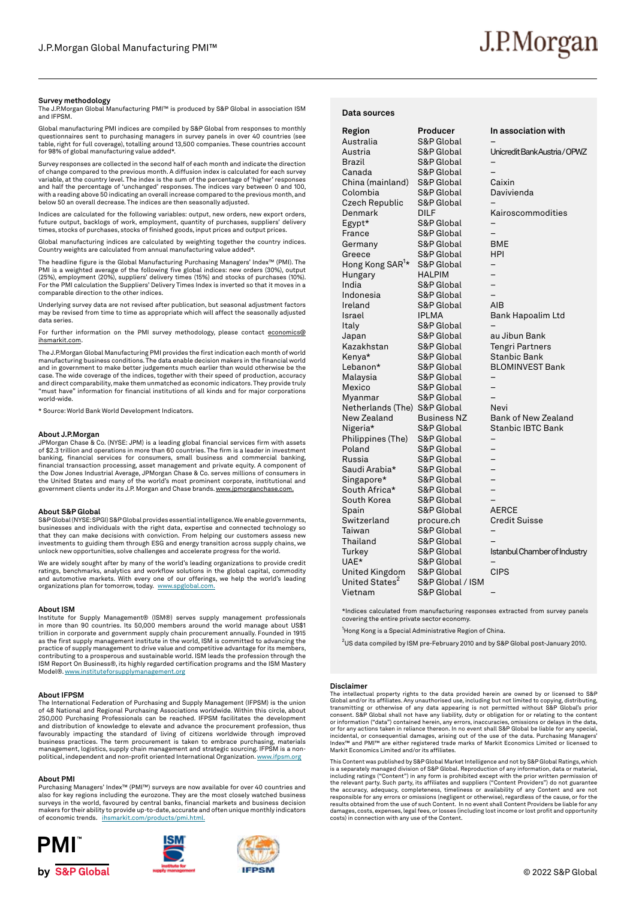## Survey methodology

The J.P.Morgan Global Manufacturing PMI™ is produced by S&P Global in association ISM and IFPSM.

Global manufacturing PMI indices are compiled by S&P Global from responses to monthly questionnaires sent to purchasing managers in survey panels in over 40 countries (see table, right for full coverage), totalling around 13,500 companies. These countries account for 98% of global manufacturing value added*.

Survey responses are collected in the second half of each month and indicate the direction of change compared to the previous month. A diffusion index is calculated for each survey variable, at the country level. The index is the sum of the percentage of 'higher' responses and half the percentage of 'unchanged' responses. The indices vary between 0 and 100, with a reading above 50 indicating an overall increase compared to the previous month, and below 50 an overall decrease. The indices are then seasonally adjusted.

Indices are calculated for the following variables: output, new orders, new export orders, future output, backlogs of work, employment, quantity of purchases, suppliers' delivery times, stocks of purchases, stocks of finished goods, input prices and output prices.

Global manufacturing indices are calculated by weighting together the country indices. Country weights are calculated from annual manufacturing value added*.

The headline figure is the Global Manufacturing Purchasing Managers' Index™ (PMI). The PMI is a weighted average of the following five global indices: new orders (30%), output (25%), employment (20%), suppliers' delivery times (15%) and stocks of purchases (10%). For the PMI calculation the Suppliers' Delivery Times Index is inverted so that it moves in a comparable direction to the other indices.

Underlying survey data are not revised after publication, but seasonal adjustment factors may be revised from time to time as appropriate which will affect the seasonally adjusted data series.

For further information on the PMI survey methodology, please contact economics@ihsmarkit.com.

The J.P.Morgan Global Manufacturing PMI provides the first indication each month of world manufacturing business conditions. The data enable decision makers in the financial world and in government to make better judgements much earlier than would otherwise be the case. The wide coverage of the indices, together with their speed of production, accuracy and direct comparability, make them unmatched as economic indicators. They provide truly "must have" information for financial institutions of all kinds and for major corporations world-wide.

* Source: World Bank World Development Indicators.

## About J.P.Morgan

JPMorgan Chase & Co. (NYSE: JPM) is a leading global financial services firm with assets of $2.3 trillion and operations in more than 60 countries. The firm is a leader in investment banking, financial services for consumers, small business and commercial banking, financial transaction processing, asset management and private equity. A component of the Dow Jones Industrial Average, JPMorgan Chase & Co. serves millions of consumers in the United States and many of the world's most prominent corporate, institutional and government clients under its J.P. Morgan and Chase brands. www.jpmorganchase.com.

## About S&P Global

S&P Global (NYSE: SPGI) S&P Global provides essential intelligence. We enable governments, businesses and individuals with the right data, expertise and connected technology so that they can make decisions with conviction. From helping our customers assess new investments to guiding them through ESG and energy transition across supply chains, we unlock new opportunities, solve challenges and accelerate progress for the world.

We are widely sought after by many of the world's leading organizations to provide credit ratings, benchmarks, analytics and workflow solutions in the global capital, commodity and automotive markets. With every one of our offerings, we help the world's leading organizations plan for tomorrow, today. www.spglobal.com.

## About ISM

Institute for Supply Management® (ISM®) serves supply management professionals in more than 90 countries. Its 50,000 members around the world manage about US$1 trillion in corporate and government supply chain procurement annually. Founded in 1915 as the first supply management institute in the world, ISM is committed to advancing the practice of supply management to drive value and competitive advantage for its members, contributing to a prosperous and sustainable world. ISM leads the profession through the ISM Report On Business®, its highly regarded certification programs and the ISM Mastery Model®. www.instituteforsupplymanagement.org

## About IFPSM

The International Federation of Purchasing and Supply Management (IFPSM) is the union of 48 National and Regional Purchasing Associations worldwide. Within this circle, about 250,000 Purchasing Professionals can be reached. IFPSM facilitates the development and distribution of knowledge to elevate and advance the procurement profession, thus favourably impacting the standard of living of citizens worldwide through improved business practices. The term procurement is taken to embrace purchasing, materials management, logistics, supply chain management and strategic sourcing. IFPSM is a non-political, independent and non-profit oriented International Organization. www.ifpsm.org

## About PMI

Purchasing Managers' Index™ (PMI™) surveys are now available for over 40 countries and also for key regions including the eurozone. They are the most closely watched business surveys in the world, favoured by central banks, financial markets and business decision makers for their ability to provide up-to-date, accurate and often unique monthly indicators of economic trends. ihsmarkit.com/products/pmi.html.

PMI™ by S&P Global

## Data sources

| Region | Producer | In association with |
|---|---|---|
| Australia | S&P Global | – |
| Austria | S&P Global | Unicredit Bank Austria / OPWZ |
| Brazil | S&P Global | – |
| Canada | S&P Global | – |
| China (mainland) | S&P Global | Caixin |
| Colombia | S&P Global | Davivienda |
| Czech Republic | S&P Global | – |
| Denmark | DILF | Kairoscommodities |
| Egypt* | S&P Global | – |
| France | S&P Global | – |
| Germany | S&P Global | BME |
| Greece | S&P Global | HPI |
| Hong Kong SAR[1]* | S&P Global | – |
| Hungary | HALPIM | – |
| India | S&P Global | – |
| Indonesia | S&P Global | – |
| Ireland | S&P Global | AIB |
| Israel | IPLMA | Bank Hapoalim Ltd |
| Italy | S&P Global | – |
| Japan | S&P Global | au Jibun Bank |
| Kazakhstan | S&P Global | Tengri Partners |
| Kenya* | S&P Global | Stanbic Bank |
| Lebanon* | S&P Global | BLOMINVEST Bank |
| Malaysia | S&P Global | – |
| Mexico | S&P Global | – |
| Myanmar | S&P Global | – |
| Netherlands (The) | S&P Global | Nevi |
| New Zealand | Business NZ | Bank of New Zealand |
| Nigeria* | S&P Global | Stanbic IBTC Bank |
| Philippines (The) | S&P Global | – |
| Poland | S&P Global | – |
| Russia | S&P Global | – |
| Saudi Arabia* | S&P Global | – |
| Singapore* | S&P Global | – |
| South Africa* | S&P Global | – |
| South Korea | S&P Global | – |
| Spain | S&P Global | AERCE |
| Switzerland | procure.ch | Credit Suisse |
| Taiwan | S&P Global | – |
| Thailand | S&P Global | – |
| Turkey | S&P Global | Istanbul Chamber of Industry |
| UAE* | S&P Global | – |
| United Kingdom | S&P Global | CIPS |
| United States[2] | S&P Global / ISM | |
| Vietnam | S&P Global | – |

*Indices calculated from manufacturing responses extracted from survey panels covering the entire private sector economy.

[1]Hong Kong is a Special Administrative Region of China.

[2]US data compiled by ISM pre-February 2010 and by S&P Global post-January 2010.

## Disclaimer

The intellectual property rights to the data provided herein are owned by or licensed to S&P Global and/or its affiliates. Any unauthorised use, including but not limited to copying, distributing, transmitting or otherwise of any data appearing is not permitted without S&P Global's prior consent. S&P Global shall not have any liability, duty or obligation for or relating to the content or information ("data") contained herein, any errors, inaccuracies, omissions or delays in the data, or for any actions taken in reliance thereon. In no event shall S&P Global be liable for any special, incidental, or consequential damages, arising out of the use of the data. Purchasing Managers' Index™ and PMI™ are either registered trade marks of Markit Economics Limited or licensed to Markit Economics Limited and/or its affiliates.

This Content was published by S&P Global Market Intelligence and not by S&P Global Ratings, which is a separately managed division of S&P Global. Reproduction of any information, data or material, including ratings ("Content") in any form is prohibited except with the prior written permission of the relevant party. Such party, its affiliates and suppliers ("Content Providers") do not guarantee the accuracy, adequacy, completeness, timeliness or availability of any Content and are not responsible for any errors or omissions (negligent or otherwise), regardless of the cause, or for the results obtained from the use of such Content. In no event shall Content Providers be liable for any damages, costs, expenses, legal fees, or losses (including lost income or lost profit and opportunity costs) in connection with any use of the Content.

© 2022 S&P Global